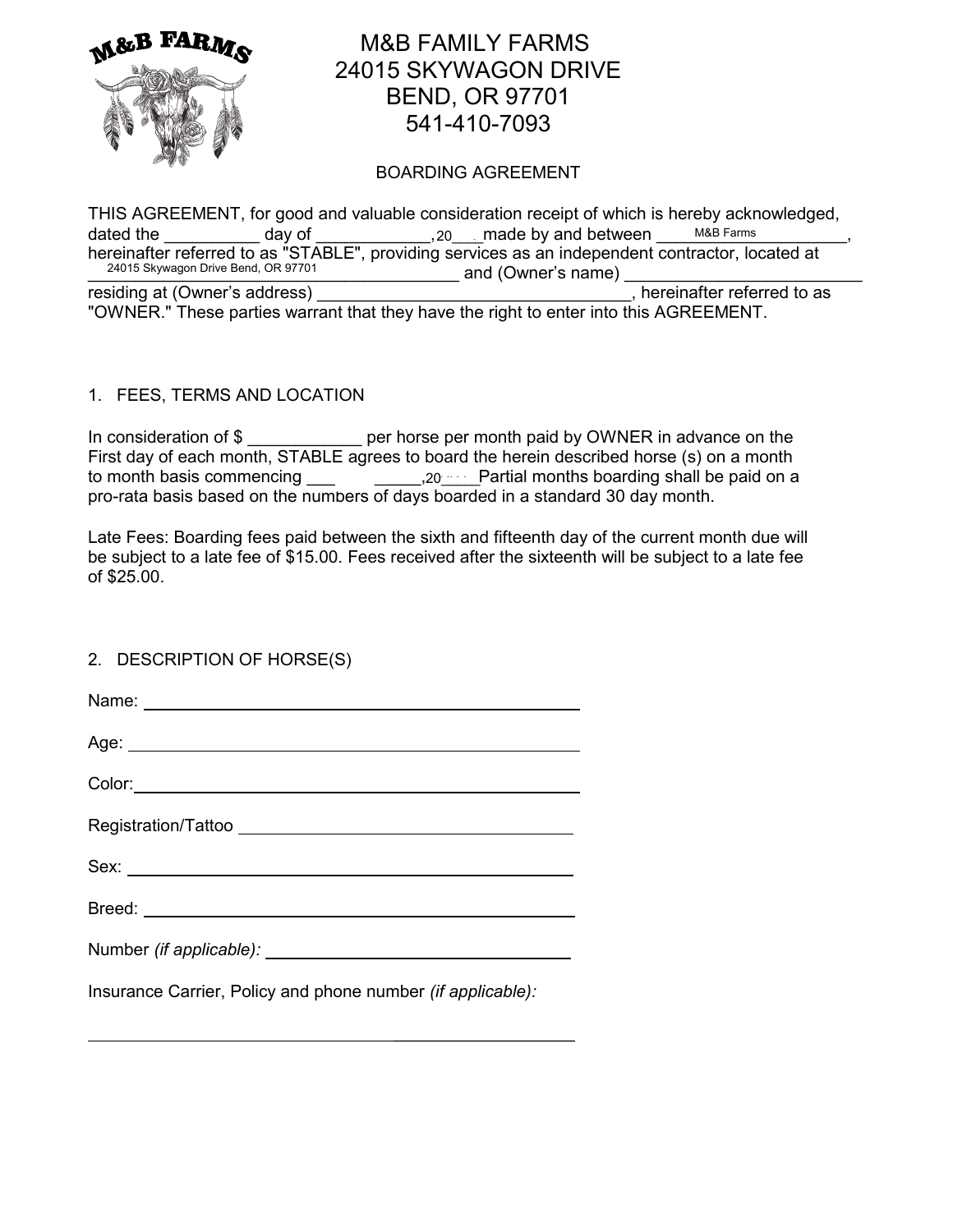M&B FAMILY FARMS
24015 SKYWAGON DRIVE
BEND, OR 97701
541-410-7093

BOARDING AGREEMENT

THIS AGREEMENT, for good and valuable consideration receipt of which is hereby acknowledged, dated the __________ day of ____________, 20___ made by and between ____M&B Farms____________, hereinafter referred to as "STABLE", providing services as an independent contractor, located at ___24015 Skywagon Drive Bend, OR 97701___________________ and (Owner's name) ________________________ residing at (Owner's address) _________________________________, hereinafter referred to as "OWNER." These parties warrant that they have the right to enter into this AGREEMENT.

1. FEES, TERMS AND LOCATION

In consideration of $ ____________ per horse per month paid by OWNER in advance on the First day of each month, STABLE agrees to board the herein described horse (s) on a month to month basis commencing ___ _____, 20____ Partial months boarding shall be paid on a pro-rata basis based on the numbers of days boarded in a standard 30 day month.

Late Fees: Boarding fees paid between the sixth and fifteenth day of the current month due will be subject to a late fee of $15.00. Fees received after the sixteenth will be subject to a late fee of $25.00.

2. DESCRIPTION OF HORSE(S)

Name: ______________________________

Age: ______________________________

Color: ______________________________

Registration/Tattoo ______________________________

Sex: ______________________________

Breed: ______________________________

Number *(if applicable):* ______________________________

Insurance Carrier, Policy and phone number *(if applicable):*

______________________________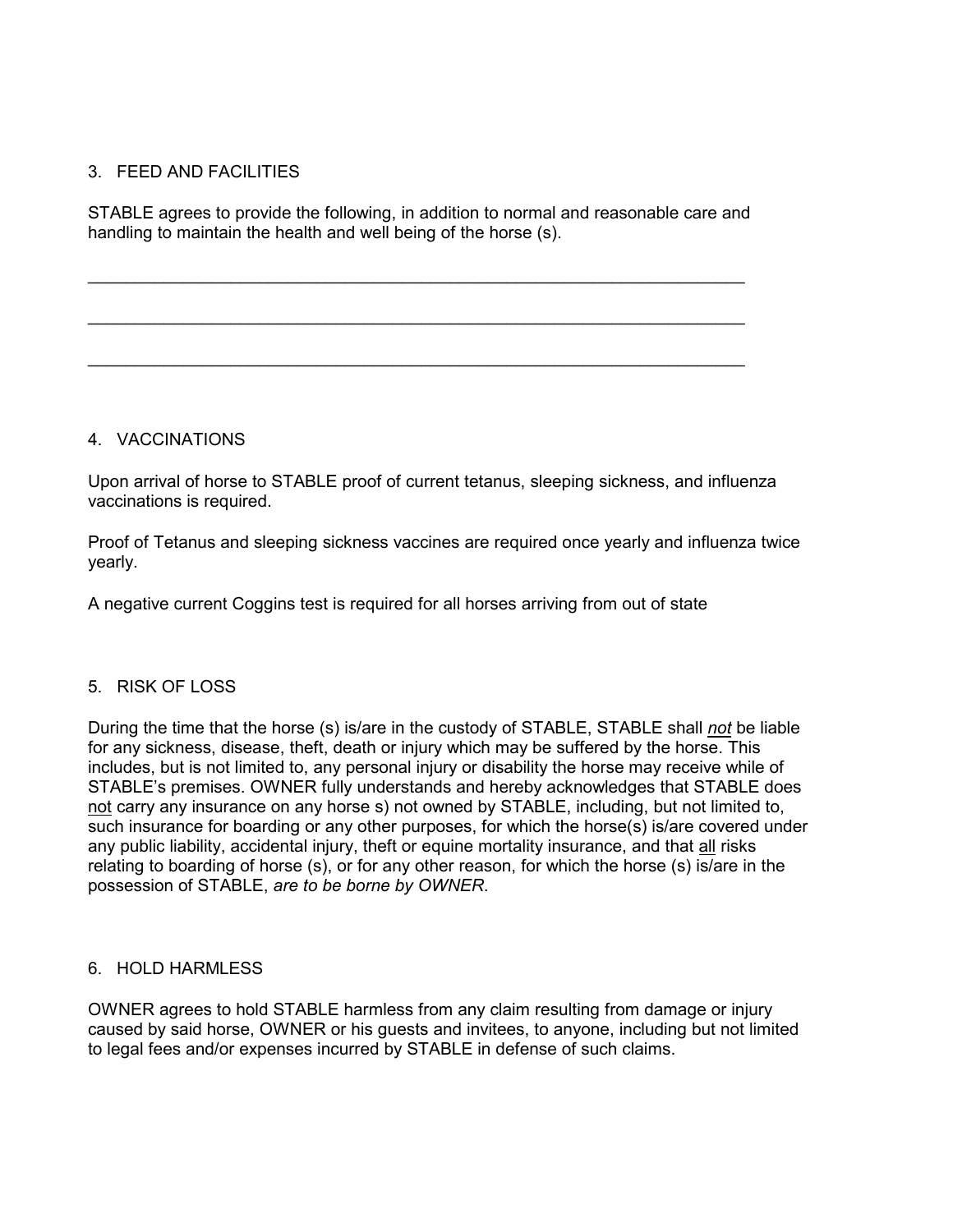## 3. FEED AND FACILITIES

STABLE agrees to provide the following, in addition to normal and reasonable care and handling to maintain the health and well being of the horse (s).

______________________________________________________________________

______________________________________________________________________

______________________________________________________________________

## 4. VACCINATIONS

Upon arrival of horse to STABLE proof of current tetanus, sleeping sickness, and influenza vaccinations is required.

Proof of Tetanus and sleeping sickness vaccines are required once yearly and influenza twice yearly.

A negative current Coggins test is required for all horses arriving from out of state

## 5. RISK OF LOSS

During the time that the horse (s) is/are in the custody of STABLE, STABLE shall *not* be liable for any sickness, disease, theft, death or injury which may be suffered by the horse. This includes, but is not limited to, any personal injury or disability the horse may receive while of STABLE's premises. OWNER fully understands and hereby acknowledges that STABLE does not carry any insurance on any horse s) not owned by STABLE, including, but not limited to, such insurance for boarding or any other purposes, for which the horse(s) is/are covered under any public liability, accidental injury, theft or equine mortality insurance, and that all risks relating to boarding of horse (s), or for any other reason, for which the horse (s) is/are in the possession of STABLE, *are to be borne by OWNER*.

## 6. HOLD HARMLESS

OWNER agrees to hold STABLE harmless from any claim resulting from damage or injury caused by said horse, OWNER or his guests and invitees, to anyone, including but not limited to legal fees and/or expenses incurred by STABLE in defense of such claims.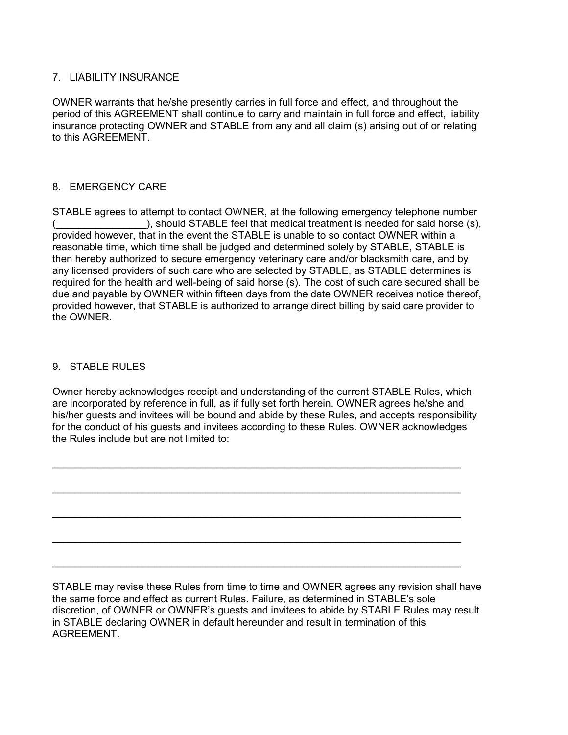## 7. LIABILITY INSURANCE

OWNER warrants that he/she presently carries in full force and effect, and throughout the period of this AGREEMENT shall continue to carry and maintain in full force and effect, liability insurance protecting OWNER and STABLE from any and all claim (s) arising out of or relating to this AGREEMENT.

## 8. EMERGENCY CARE

STABLE agrees to attempt to contact OWNER, at the following emergency telephone number (________________), should STABLE feel that medical treatment is needed for said horse (s), provided however, that in the event the STABLE is unable to so contact OWNER within a reasonable time, which time shall be judged and determined solely by STABLE, STABLE is then hereby authorized to secure emergency veterinary care and/or blacksmith care, and by any licensed providers of such care who are selected by STABLE, as STABLE determines is required for the health and well-being of said horse (s). The cost of such care secured shall be due and payable by OWNER within fifteen days from the date OWNER receives notice thereof, provided however, that STABLE is authorized to arrange direct billing by said care provider to the OWNER.

## 9. STABLE RULES

Owner hereby acknowledges receipt and understanding of the current STABLE Rules, which are incorporated by reference in full, as if fully set forth herein. OWNER agrees he/she and his/her guests and invitees will be bound and abide by these Rules, and accepts responsibility for the conduct of his guests and invitees according to these Rules. OWNER acknowledges the Rules include but are not limited to:

___________________________________________________________________________

___________________________________________________________________________

___________________________________________________________________________

___________________________________________________________________________

___________________________________________________________________________

STABLE may revise these Rules from time to time and OWNER agrees any revision shall have the same force and effect as current Rules. Failure, as determined in STABLE's sole discretion, of OWNER or OWNER's guests and invitees to abide by STABLE Rules may result in STABLE declaring OWNER in default hereunder and result in termination of this AGREEMENT.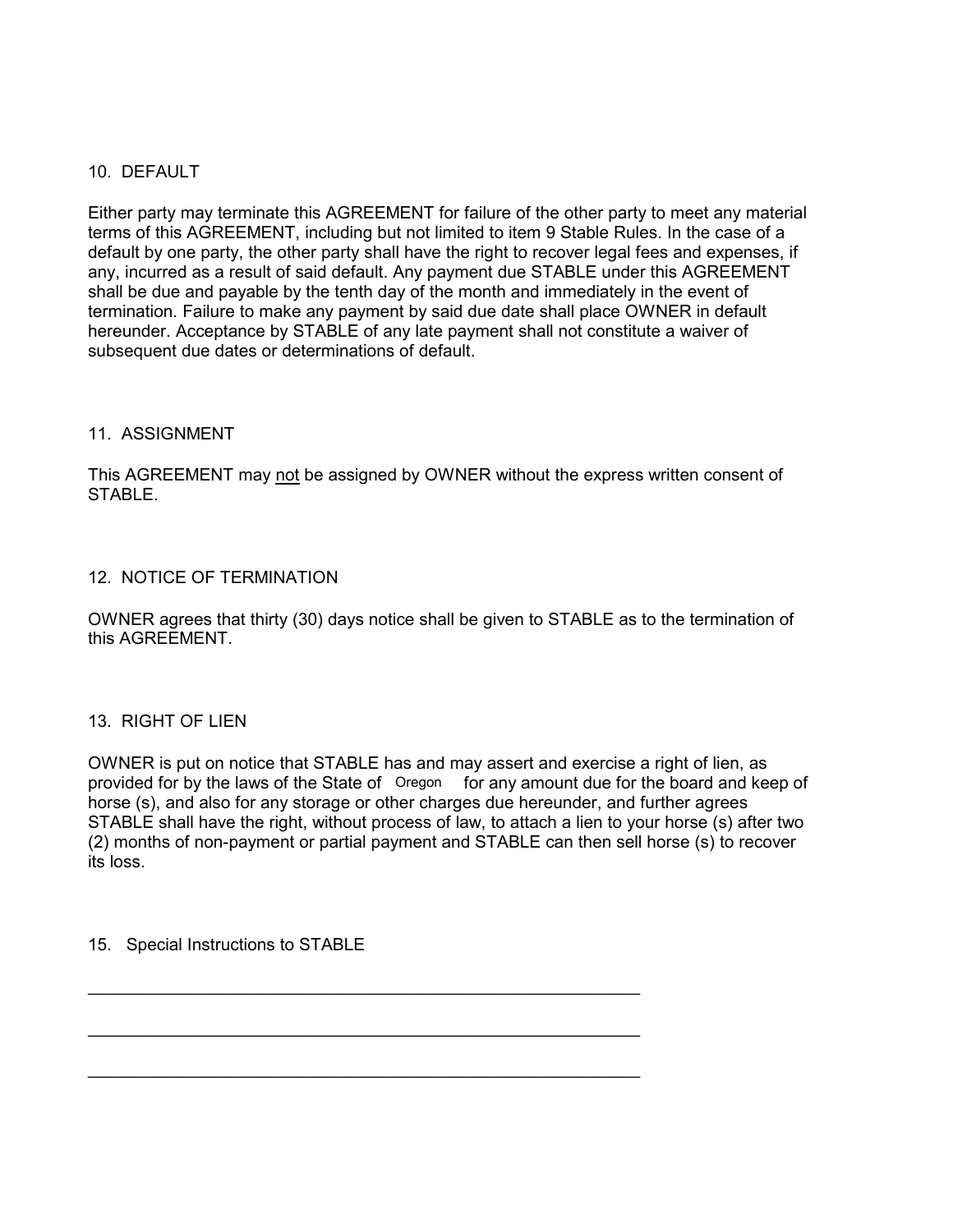## 10. DEFAULT

Either party may terminate this AGREEMENT for failure of the other party to meet any material terms of this AGREEMENT, including but not limited to item 9 Stable Rules. In the case of a default by one party, the other party shall have the right to recover legal fees and expenses, if any, incurred as a result of said default. Any payment due STABLE under this AGREEMENT shall be due and payable by the tenth day of the month and immediately in the event of termination. Failure to make any payment by said due date shall place OWNER in default hereunder. Acceptance by STABLE of any late payment shall not constitute a waiver of subsequent due dates or determinations of default.

## 11. ASSIGNMENT

This AGREEMENT may not be assigned by OWNER without the express written consent of STABLE.

## 12. NOTICE OF TERMINATION

OWNER agrees that thirty (30) days notice shall be given to STABLE as to the termination of this AGREEMENT.

## 13. RIGHT OF LIEN

OWNER is put on notice that STABLE has and may assert and exercise a right of lien, as provided for by the laws of the State of Oregon for any amount due for the board and keep of horse (s), and also for any storage or other charges due hereunder, and further agrees STABLE shall have the right, without process of law, to attach a lien to your horse (s) after two (2) months of non-payment or partial payment and STABLE can then sell horse (s) to recover its loss.

## 15. Special Instructions to STABLE

______________________________________________________________

______________________________________________________________

______________________________________________________________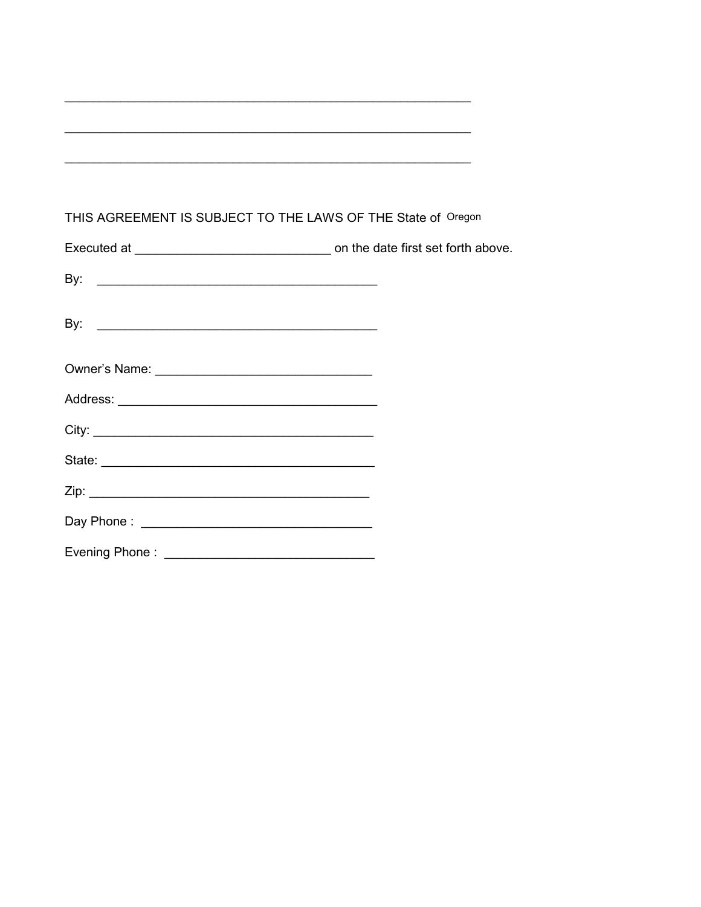______________________________________________________________

______________________________________________________________

______________________________________________________________

THIS AGREEMENT IS SUBJECT TO THE LAWS OF THE State of Oregon

Executed at ____________________________ on the date first set forth above.

By: ________________________________________

By: ________________________________________

Owner's Name: _______________________________

Address: ______________________________________

City: _________________________________________

State: ________________________________________

Zip: _________________________________________

Day Phone : _________________________________

Evening Phone : ______________________________